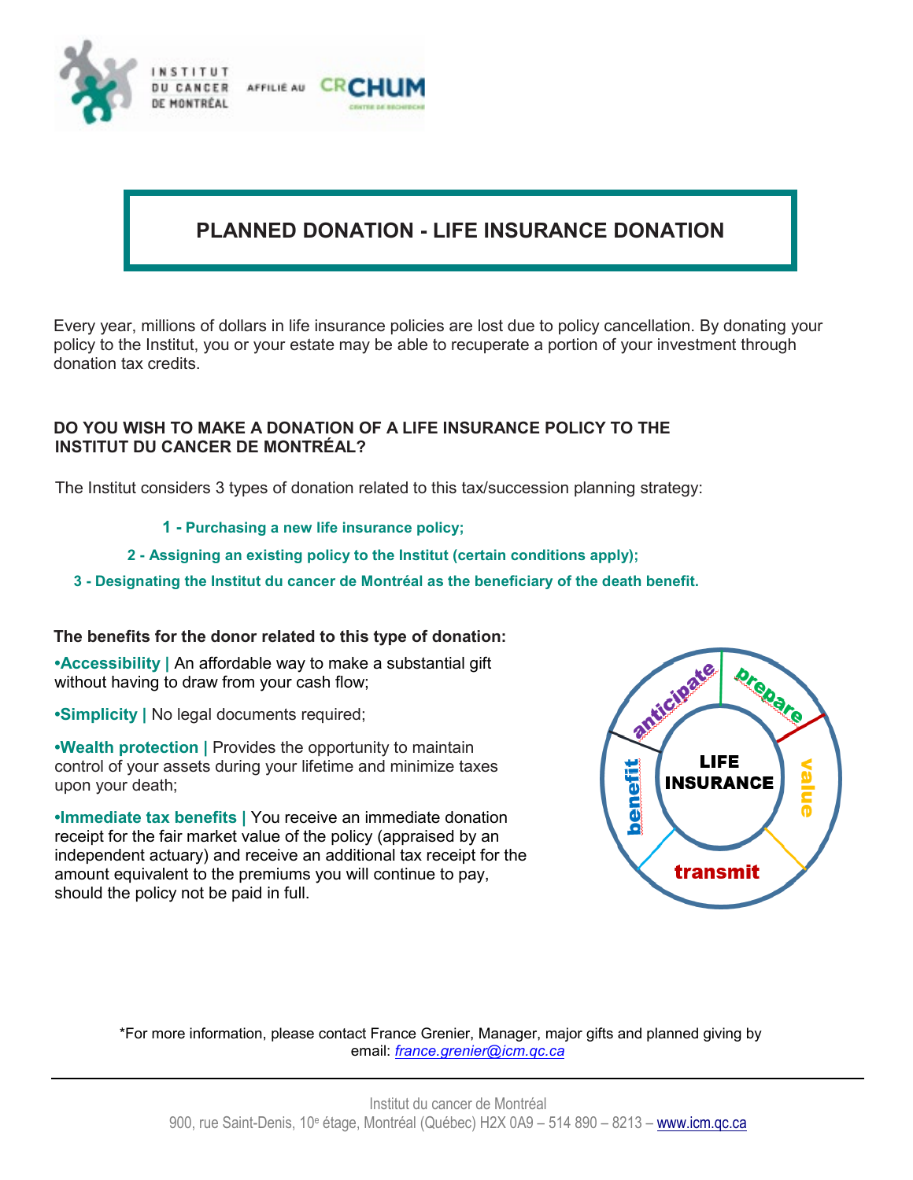# PLANNED DONATION - LIFE INSURANCE DONATION

Every year, millions of dollars in life insurance policies are lost due to policy cancellation. By donating your policy to the Institut, you or your estate may be able to recuperate a portion of your investment through donation tax credits.

## DO YOU WISH TO MAKE A DONATION OF A LIFE INSURANCE POLICY TO THE INSTITUT DU CANCER DE MONTRÉAL?

The Institut considers 3 types of donation related to this tax/succession planning strategy:

**1 - Purchasing a new life insurance policy;**

**2 - Assigning an existing policy to the Institut (certain conditions apply);**

**3 - Designating the Institut du cancer de Montréal as the beneficiary of the death benefit.**

**The benefits for the donor related to this type of donation:**

**•Accessibility |** An affordable way to make a substantial gift without having to draw from your cash flow;

**•Simplicity |** No legal documents required;

**•Wealth protection |** Provides the opportunity to maintain control of your assets during your lifetime and minimize taxes upon your death;

**•Immediate tax benefits |** You receive an immediate donation receipt for the fair market value of the policy (appraised by an independent actuary) and receive an additional tax receipt for the amount equivalent to the premiums you will continue to pay, should the policy not be paid in full.

*For more information, please contact France Grenier, Manager, major gifts and planned giving by email: *france.grenier@icm.qc.ca*

Institut du cancer de Montréal
900, rue Saint-Denis, 10e étage, Montréal (Québec) H2X 0A9 – 514 890 – 8213 – www.icm.qc.ca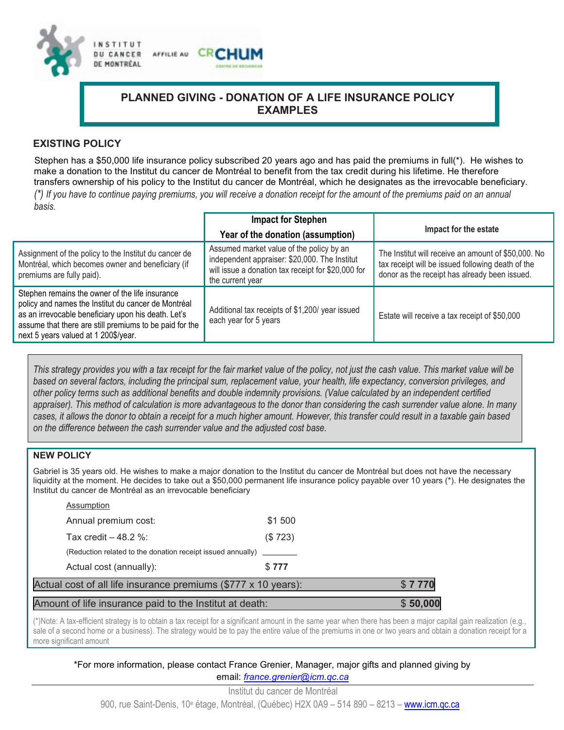## PLANNED GIVING - DONATION OF A LIFE INSURANCE POLICY EXAMPLES

### EXISTING POLICY

Stephen has a $50,000 life insurance policy subscribed 20 years ago and has paid the premiums in full(*). He wishes to make a donation to the Institut du cancer de Montréal to benefit from the tax credit during his lifetime. He therefore transfers ownership of his policy to the Institut du cancer de Montréal, which he designates as the irrevocable beneficiary.

*(*) If you have to continue paying premiums, you will receive a donation receipt for the amount of the premiums paid on an annual basis.*

| | Impact for Stephen<br>Year of the donation (assumption) | Impact for the estate |
|---|---|---|
| Assignment of the policy to the Institut du cancer de Montréal, which becomes owner and beneficiary (if premiums are fully paid). | Assumed market value of the policy by an independent appraiser: $20,000. The Institut will issue a donation tax receipt for $20,000 for the current year | The Institut will receive an amount of $50,000. No tax receipt will be issued following death of the donor as the receipt has already been issued. |
| Stephen remains the owner of the life insurance policy and names the Institut du cancer de Montréal as an irrevocable beneficiary upon his death. Let's assume that there are still premiums to be paid for the next 5 years valued at 1 200$/year. | Additional tax receipts of $1,200/ year issued each year for 5 years | Estate will receive a tax receipt of $50,000 |

*This strategy provides you with a tax receipt for the fair market value of the policy, not just the cash value. This market value will be based on several factors, including the principal sum, replacement value, your health, life expectancy, conversion privileges, and other policy terms such as additional benefits and double indemnity provisions. (Value calculated by an independent certified appraiser). This method of calculation is more advantageous to the donor than considering the cash surrender value alone. In many cases, it allows the donor to obtain a receipt for a much higher amount. However, this transfer could result in a taxable gain based on the difference between the cash surrender value and the adjusted cost base.*

### NEW POLICY

Gabriel is 35 years old. He wishes to make a major donation to the Institut du cancer de Montréal but does not have the necessary liquidity at the moment. He decides to take out a $50,000 permanent life insurance policy payable over 10 years (*). He designates the Institut du cancer de Montréal as an irrevocable beneficiary

| Assumption | |
|---|---|
| Annual premium cost: | $1 500 |
| Tax credit – 48.2 %: | ($ 723) |
| (Reduction related to the donation receipt issued annually) | |
| Actual cost (annually): | $ **777** |
| Actual cost of all life insurance premiums ($777 x 10 years): | $ **7 770** |
| Amount of life insurance paid to the Institut at death: | $ **50,000** |

(*)Note: A tax-efficient strategy is to obtain a tax receipt for a significant amount in the same year when there has been a major capital gain realization (e.g., sale of a second home or a business). The strategy would be to pay the entire value of the premiums in one or two years and obtain a donation receipt for a more significant amount

*For more information, please contact France Grenier, Manager, major gifts and planned giving by email: *france.grenier@icm.qc.ca*

Institut du cancer de Montréal
900, rue Saint-Denis, 10e étage, Montréal, (Québec) H2X 0A9 – 514 890 – 8213 – www.icm.qc.ca